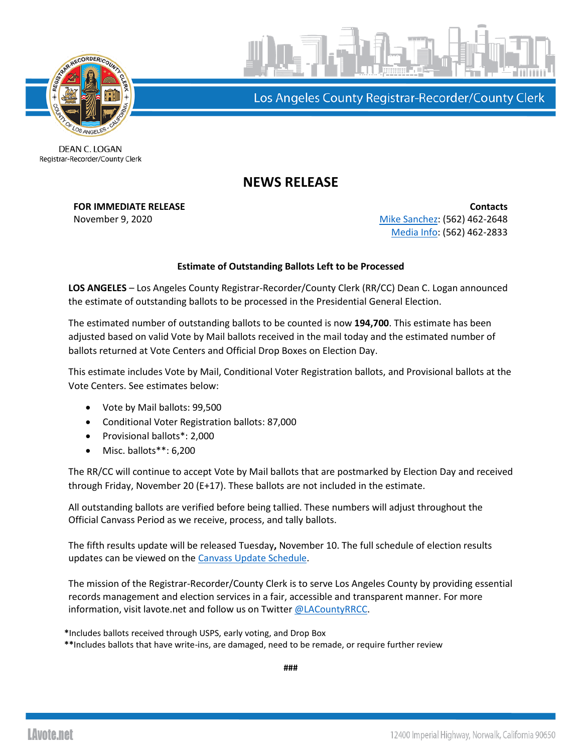Los Angeles County Registrar-Recorder/County Clerk

DEAN C. LOGAN
Registrar-Recorder/County Clerk

# NEWS RELEASE

**FOR IMMEDIATE RELEASE**
November 9, 2020

**Contacts**
Mike Sanchez: (562) 462-2648
Media Info: (562) 462-2833

**Estimate of Outstanding Ballots Left to be Processed**

**LOS ANGELES** – Los Angeles County Registrar-Recorder/County Clerk (RR/CC) Dean C. Logan announced the estimate of outstanding ballots to be processed in the Presidential General Election.

The estimated number of outstanding ballots to be counted is now **194,700**. This estimate has been adjusted based on valid Vote by Mail ballots received in the mail today and the estimated number of ballots returned at Vote Centers and Official Drop Boxes on Election Day.

This estimate includes Vote by Mail, Conditional Voter Registration ballots, and Provisional ballots at the Vote Centers. See estimates below:

- Vote by Mail ballots: 99,500
- Conditional Voter Registration ballots: 87,000
- Provisional ballots*: 2,000
- Misc. ballots**: 6,200

The RR/CC will continue to accept Vote by Mail ballots that are postmarked by Election Day and received through Friday, November 20 (E+17). These ballots are not included in the estimate.

All outstanding ballots are verified before being tallied. These numbers will adjust throughout the Official Canvass Period as we receive, process, and tally ballots.

The fifth results update will be released Tuesday**,** November 10. The full schedule of election results updates can be viewed on the Canvass Update Schedule.

The mission of the Registrar-Recorder/County Clerk is to serve Los Angeles County by providing essential records management and election services in a fair, accessible and transparent manner. For more information, visit lavote.net and follow us on Twitter @LACountyRRCC.

**\***Includes ballots received through USPS, early voting, and Drop Box
**\*\***Includes ballots that have write-ins, are damaged, need to be remade, or require further review

**###**

LAvote.net

12400 Imperial Highway, Norwalk, California 90650